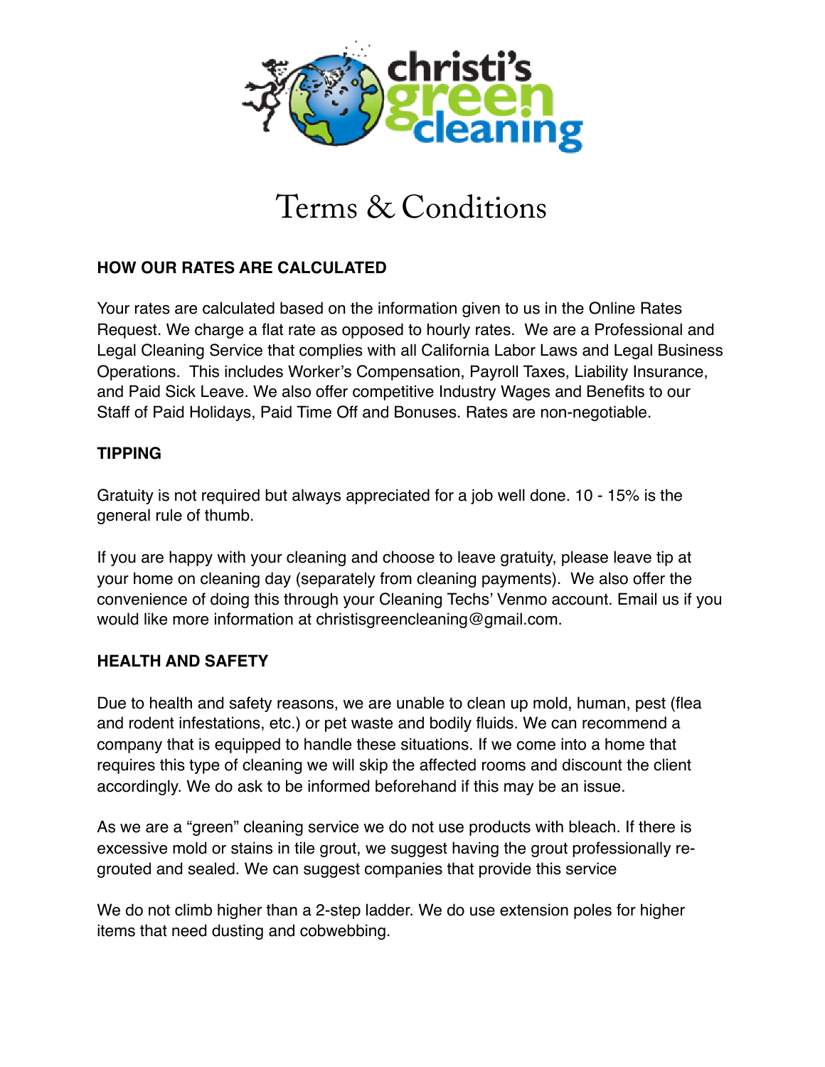# Terms & Conditions

## HOW OUR RATES ARE CALCULATED

Your rates are calculated based on the information given to us in the Online Rates Request. We charge a flat rate as opposed to hourly rates. We are a Professional and Legal Cleaning Service that complies with all California Labor Laws and Legal Business Operations. This includes Worker's Compensation, Payroll Taxes, Liability Insurance, and Paid Sick Leave. We also offer competitive Industry Wages and Benefits to our Staff of Paid Holidays, Paid Time Off and Bonuses. Rates are non-negotiable.

## TIPPING

Gratuity is not required but always appreciated for a job well done. 10 - 15% is the general rule of thumb.

If you are happy with your cleaning and choose to leave gratuity, please leave tip at your home on cleaning day (separately from cleaning payments). We also offer the convenience of doing this through your Cleaning Techs' Venmo account. Email us if you would like more information at christisgreencleaning@gmail.com.

## HEALTH AND SAFETY

Due to health and safety reasons, we are unable to clean up mold, human, pest (flea and rodent infestations, etc.) or pet waste and bodily fluids. We can recommend a company that is equipped to handle these situations. If we come into a home that requires this type of cleaning we will skip the affected rooms and discount the client accordingly. We do ask to be informed beforehand if this may be an issue.

As we are a "green" cleaning service we do not use products with bleach. If there is excessive mold or stains in tile grout, we suggest having the grout professionally re-grouted and sealed. We can suggest companies that provide this service

We do not climb higher than a 2-step ladder. We do use extension poles for higher items that need dusting and cobwebbing.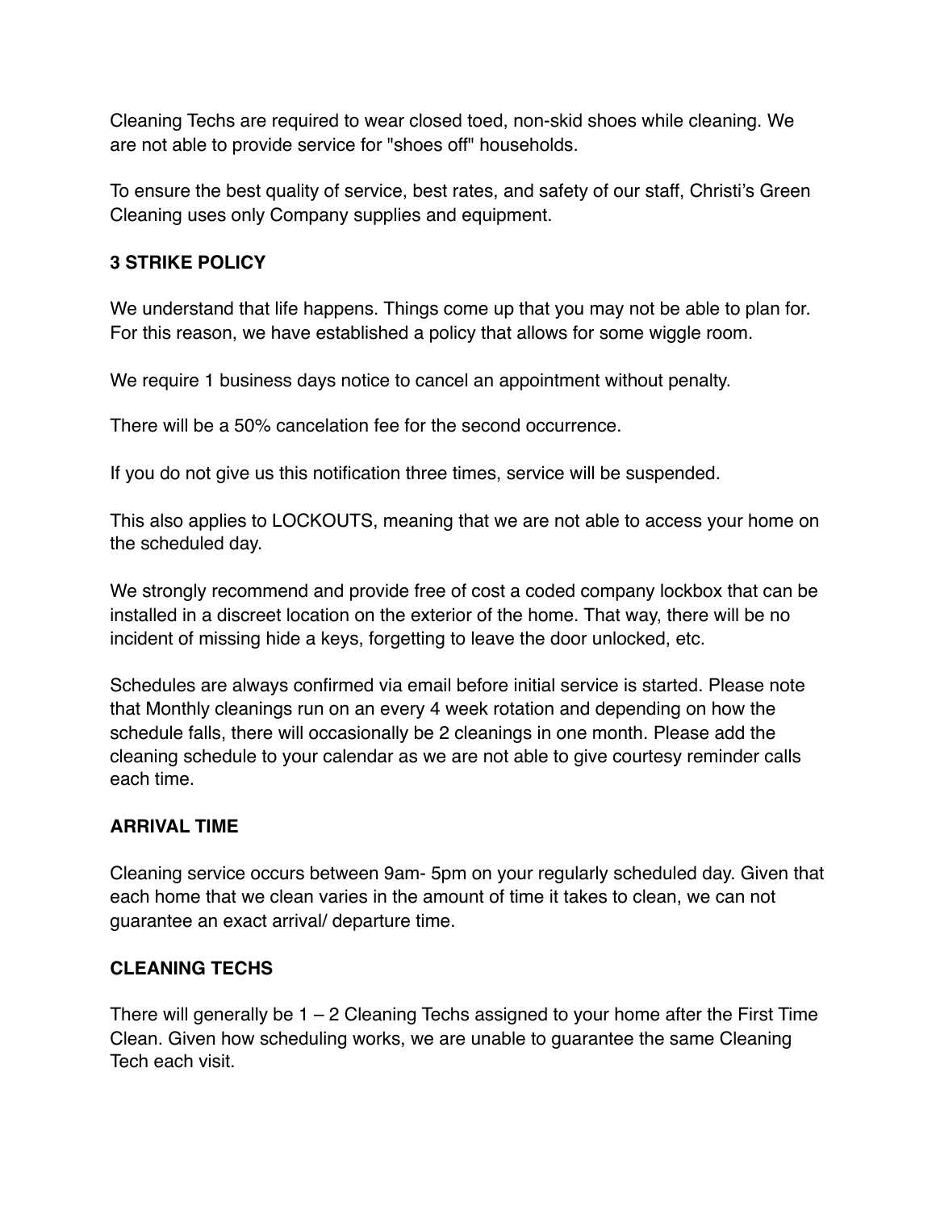Cleaning Techs are required to wear closed toed, non-skid shoes while cleaning. We are not able to provide service for "shoes off" households.

To ensure the best quality of service, best rates, and safety of our staff, Christi's Green Cleaning uses only Company supplies and equipment.

**3 STRIKE POLICY**

We understand that life happens. Things come up that you may not be able to plan for. For this reason, we have established a policy that allows for some wiggle room.

We require 1 business days notice to cancel an appointment without penalty.

There will be a 50% cancelation fee for the second occurrence.

If you do not give us this notification three times, service will be suspended.

This also applies to LOCKOUTS, meaning that we are not able to access your home on the scheduled day.

We strongly recommend and provide free of cost a coded company lockbox that can be installed in a discreet location on the exterior of the home. That way, there will be no incident of missing hide a keys, forgetting to leave the door unlocked, etc.

Schedules are always confirmed via email before initial service is started. Please note that Monthly cleanings run on an every 4 week rotation and depending on how the schedule falls, there will occasionally be 2 cleanings in one month. Please add the cleaning schedule to your calendar as we are not able to give courtesy reminder calls each time.

**ARRIVAL TIME**

Cleaning service occurs between 9am- 5pm on your regularly scheduled day. Given that each home that we clean varies in the amount of time it takes to clean, we can not guarantee an exact arrival/ departure time.

**CLEANING TECHS**

There will generally be 1 – 2 Cleaning Techs assigned to your home after the First Time Clean. Given how scheduling works, we are unable to guarantee the same Cleaning Tech each visit.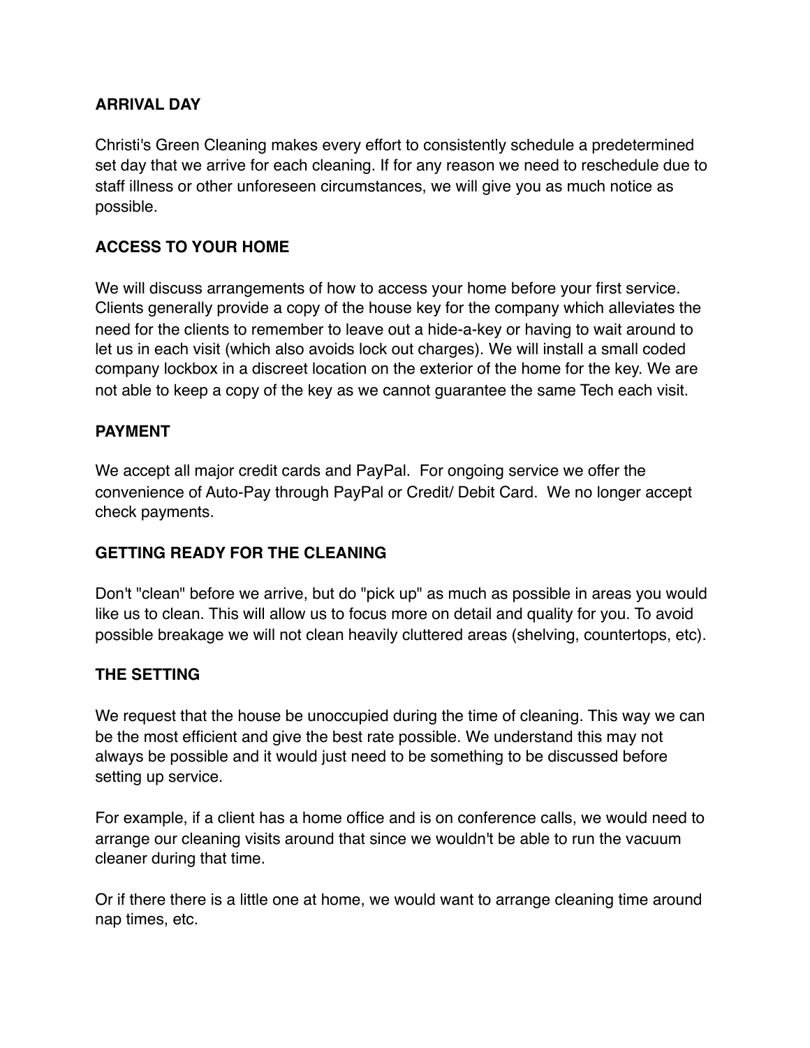## ARRIVAL DAY

Christi's Green Cleaning makes every effort to consistently schedule a predetermined set day that we arrive for each cleaning. If for any reason we need to reschedule due to staff illness or other unforeseen circumstances, we will give you as much notice as possible.

## ACCESS TO YOUR HOME

We will discuss arrangements of how to access your home before your first service. Clients generally provide a copy of the house key for the company which alleviates the need for the clients to remember to leave out a hide-a-key or having to wait around to let us in each visit (which also avoids lock out charges). We will install a small coded company lockbox in a discreet location on the exterior of the home for the key. We are not able to keep a copy of the key as we cannot guarantee the same Tech each visit.

## PAYMENT

We accept all major credit cards and PayPal. For ongoing service we offer the convenience of Auto-Pay through PayPal or Credit/ Debit Card. We no longer accept check payments.

## GETTING READY FOR THE CLEANING

Don't "clean" before we arrive, but do "pick up" as much as possible in areas you would like us to clean. This will allow us to focus more on detail and quality for you. To avoid possible breakage we will not clean heavily cluttered areas (shelving, countertops, etc).

## THE SETTING

We request that the house be unoccupied during the time of cleaning. This way we can be the most efficient and give the best rate possible. We understand this may not always be possible and it would just need to be something to be discussed before setting up service.

For example, if a client has a home office and is on conference calls, we would need to arrange our cleaning visits around that since we wouldn't be able to run the vacuum cleaner during that time.

Or if there there is a little one at home, we would want to arrange cleaning time around nap times, etc.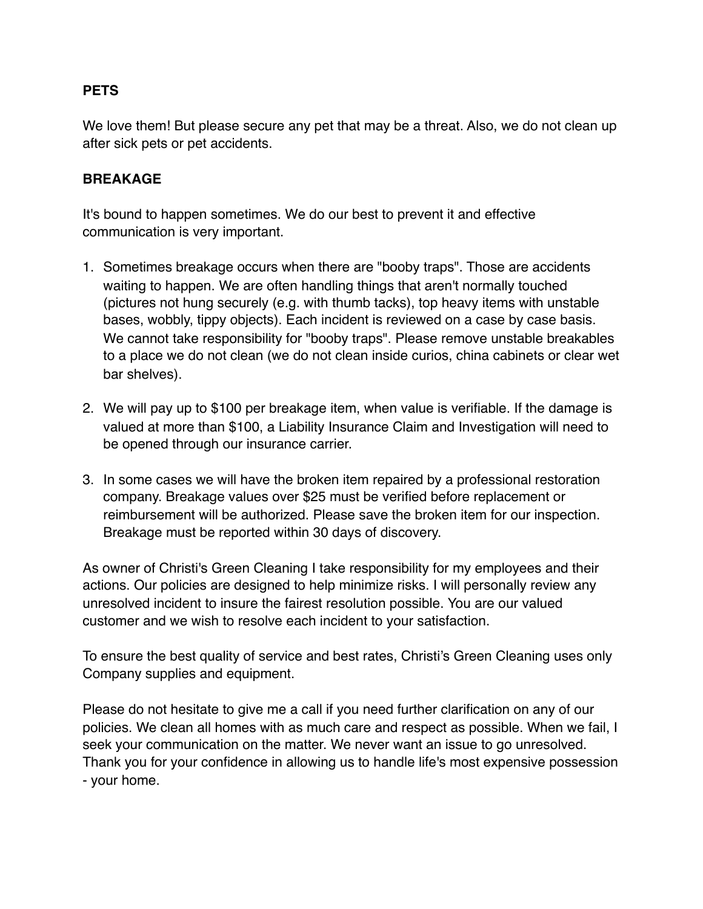**PETS**

We love them! But please secure any pet that may be a threat. Also, we do not clean up after sick pets or pet accidents.

**BREAKAGE**

It's bound to happen sometimes. We do our best to prevent it and effective communication is very important.

1. Sometimes breakage occurs when there are "booby traps". Those are accidents waiting to happen. We are often handling things that aren't normally touched (pictures not hung securely (e.g. with thumb tacks), top heavy items with unstable bases, wobbly, tippy objects). Each incident is reviewed on a case by case basis. We cannot take responsibility for "booby traps". Please remove unstable breakables to a place we do not clean (we do not clean inside curios, china cabinets or clear wet bar shelves).

2. We will pay up to $100 per breakage item, when value is verifiable. If the damage is valued at more than $100, a Liability Insurance Claim and Investigation will need to be opened through our insurance carrier.

3. In some cases we will have the broken item repaired by a professional restoration company. Breakage values over $25 must be verified before replacement or reimbursement will be authorized. Please save the broken item for our inspection. Breakage must be reported within 30 days of discovery.

As owner of Christi's Green Cleaning I take responsibility for my employees and their actions. Our policies are designed to help minimize risks. I will personally review any unresolved incident to insure the fairest resolution possible. You are our valued customer and we wish to resolve each incident to your satisfaction.

To ensure the best quality of service and best rates, Christi's Green Cleaning uses only Company supplies and equipment.

Please do not hesitate to give me a call if you need further clarification on any of our policies. We clean all homes with as much care and respect as possible. When we fail, I seek your communication on the matter. We never want an issue to go unresolved. Thank you for your confidence in allowing us to handle life's most expensive possession - your home.